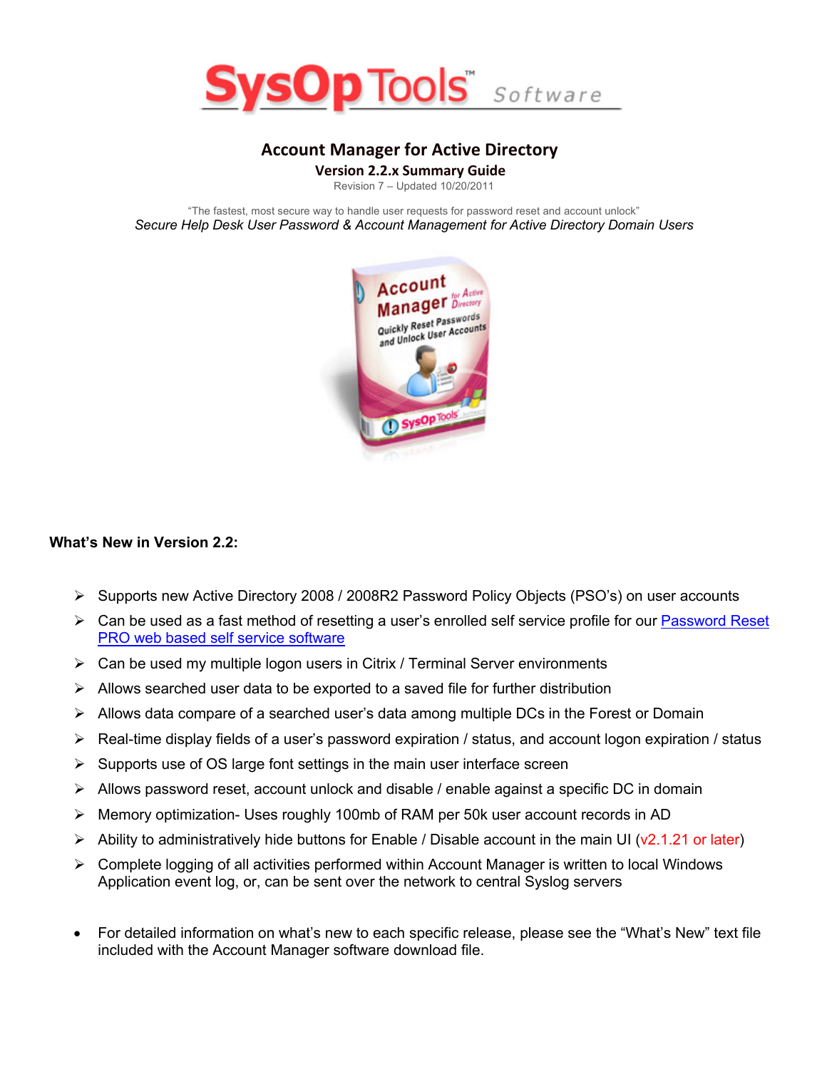SysOp Tools™ Software

# Account Manager for Active Directory

## Version 2.2.x Summary Guide

Revision 7 – Updated 10/20/2011

"The fastest, most secure way to handle user requests for password reset and account unlock"

*Secure Help Desk User Password & Account Management for Active Directory Domain Users*

### What's New in Version 2.2:

- Supports new Active Directory 2008 / 2008R2 Password Policy Objects (PSO's) on user accounts
- Can be used as a fast method of resetting a user's enrolled self service profile for our Password Reset PRO web based self service software
- Can be used my multiple logon users in Citrix / Terminal Server environments
- Allows searched user data to be exported to a saved file for further distribution
- Allows data compare of a searched user's data among multiple DCs in the Forest or Domain
- Real-time display fields of a user's password expiration / status, and account logon expiration / status
- Supports use of OS large font settings in the main user interface screen
- Allows password reset, account unlock and disable / enable against a specific DC in domain
- Memory optimization- Uses roughly 100mb of RAM per 50k user account records in AD
- Ability to administratively hide buttons for Enable / Disable account in the main UI (v2.1.21 or later)
- Complete logging of all activities performed within Account Manager is written to local Windows Application event log, or, can be sent over the network to central Syslog servers

- For detailed information on what's new to each specific release, please see the "What's New" text file included with the Account Manager software download file.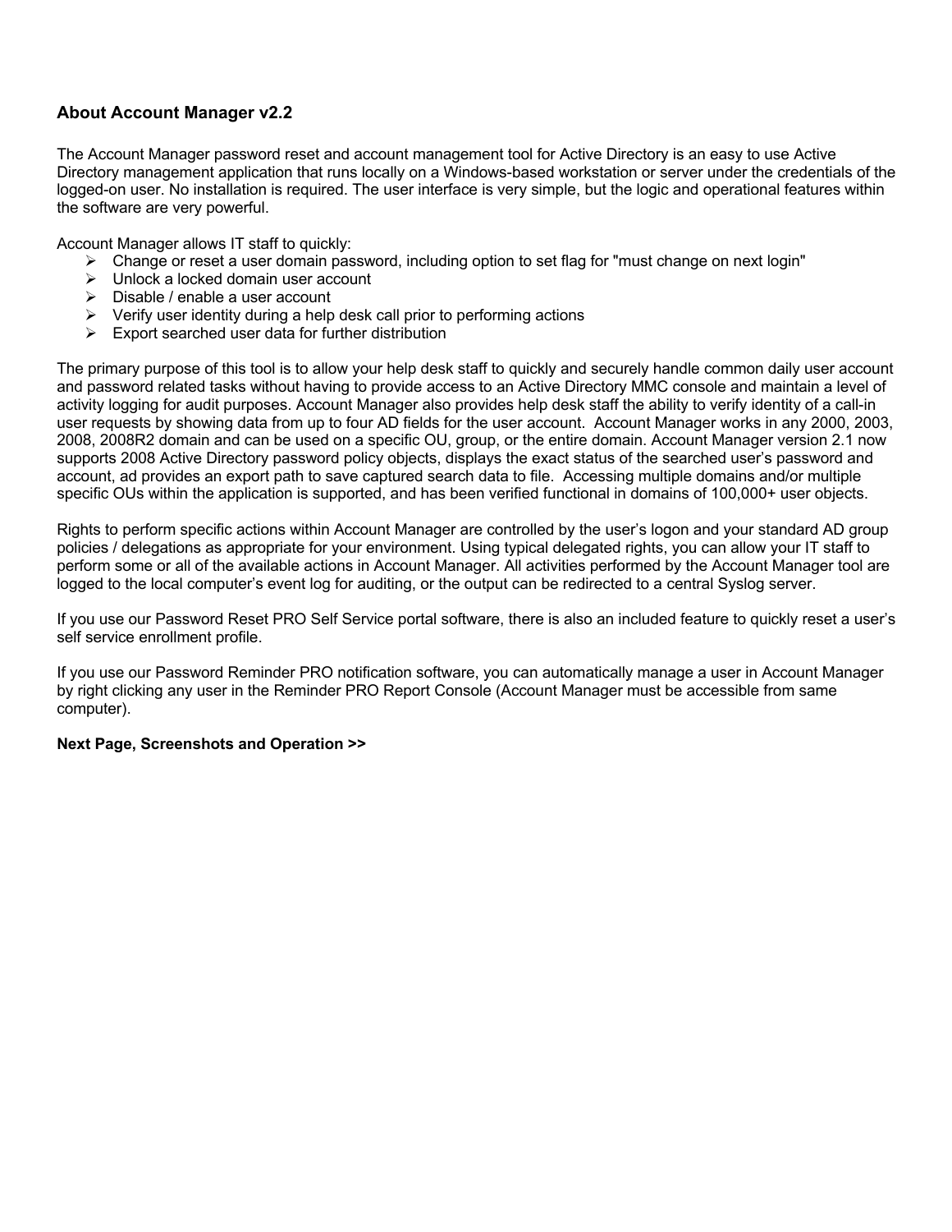## About Account Manager v2.2

The Account Manager password reset and account management tool for Active Directory is an easy to use Active Directory management application that runs locally on a Windows-based workstation or server under the credentials of the logged-on user. No installation is required. The user interface is very simple, but the logic and operational features within the software are very powerful.

Account Manager allows IT staff to quickly:

- Change or reset a user domain password, including option to set flag for "must change on next login"
- Unlock a locked domain user account
- Disable / enable a user account
- Verify user identity during a help desk call prior to performing actions
- Export searched user data for further distribution

The primary purpose of this tool is to allow your help desk staff to quickly and securely handle common daily user account and password related tasks without having to provide access to an Active Directory MMC console and maintain a level of activity logging for audit purposes. Account Manager also provides help desk staff the ability to verify identity of a call-in user requests by showing data from up to four AD fields for the user account. Account Manager works in any 2000, 2003, 2008, 2008R2 domain and can be used on a specific OU, group, or the entire domain. Account Manager version 2.1 now supports 2008 Active Directory password policy objects, displays the exact status of the searched user's password and account, ad provides an export path to save captured search data to file. Accessing multiple domains and/or multiple specific OUs within the application is supported, and has been verified functional in domains of 100,000+ user objects.

Rights to perform specific actions within Account Manager are controlled by the user's logon and your standard AD group policies / delegations as appropriate for your environment. Using typical delegated rights, you can allow your IT staff to perform some or all of the available actions in Account Manager. All activities performed by the Account Manager tool are logged to the local computer's event log for auditing, or the output can be redirected to a central Syslog server.

If you use our Password Reset PRO Self Service portal software, there is also an included feature to quickly reset a user's self service enrollment profile.

If you use our Password Reminder PRO notification software, you can automatically manage a user in Account Manager by right clicking any user in the Reminder PRO Report Console (Account Manager must be accessible from same computer).

**Next Page, Screenshots and Operation >>**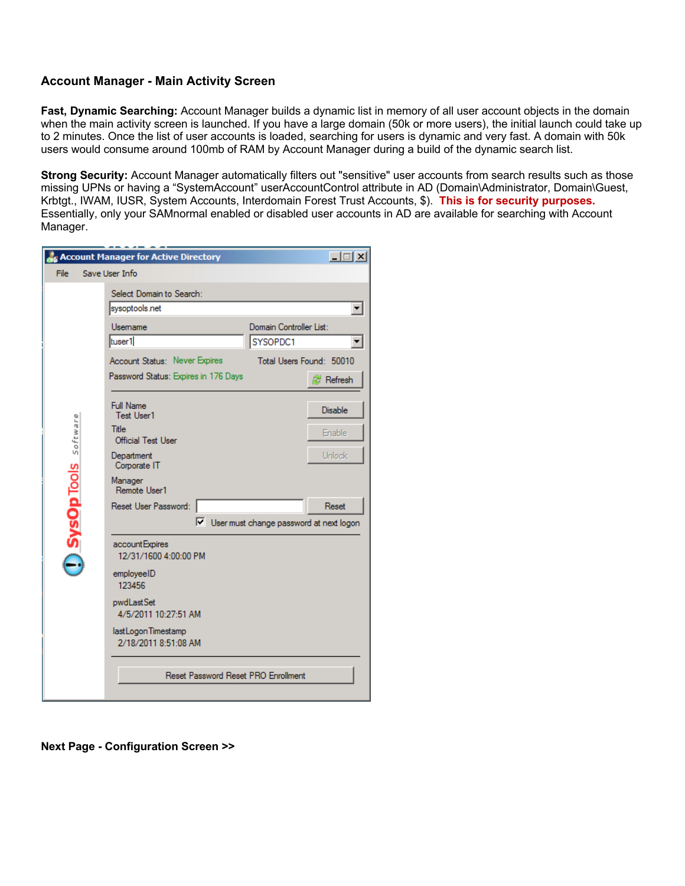## Account Manager - Main Activity Screen

**Fast, Dynamic Searching:** Account Manager builds a dynamic list in memory of all user account objects in the domain when the main activity screen is launched. If you have a large domain (50k or more users), the initial launch could take up to 2 minutes. Once the list of user accounts is loaded, searching for users is dynamic and very fast. A domain with 50k users would consume around 100mb of RAM by Account Manager during a build of the dynamic search list.

**Strong Security:** Account Manager automatically filters out "sensitive" user accounts from search results such as those missing UPNs or having a "SystemAccount" userAccountControl attribute in AD (Domain\Administrator, Domain\Guest, Krbtgt., IWAM, IUSR, System Accounts, Interdomain Forest Trust Accounts, $). **This is for security purposes.** Essentially, only your SAMnormal enabled or disabled user accounts in AD are available for searching with Account Manager.

**Next Page - Configuration Screen >>**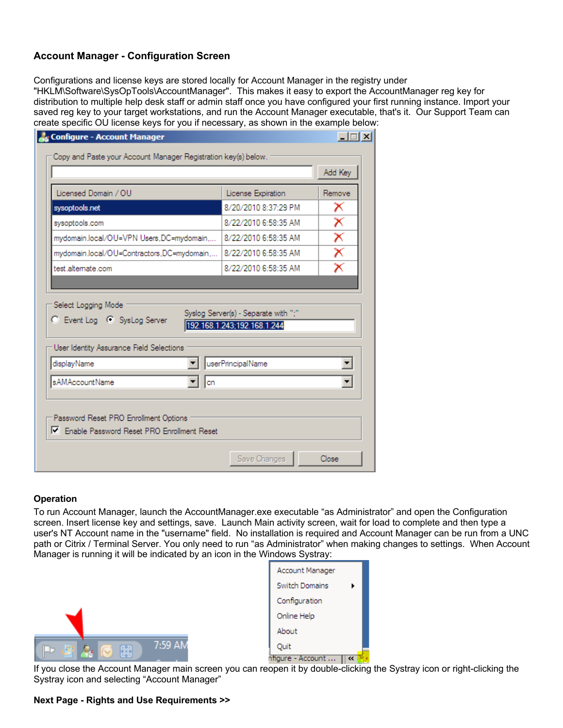**Account Manager - Configuration Screen**

Configurations and license keys are stored locally for Account Manager in the registry under "HKLM\Software\SysOpTools\AccountManager". This makes it easy to export the AccountManager reg key for distribution to multiple help desk staff or admin staff once you have configured your first running instance. Import your saved reg key to your target workstations, and run the Account Manager executable, that's it. Our Support Team can create specific OU license keys for you if necessary, as shown in the example below:

**Operation**

To run Account Manager, launch the AccountManager.exe executable "as Administrator" and open the Configuration screen. Insert license key and settings, save. Launch Main activity screen, wait for load to complete and then type a user's NT Account name in the "username" field. No installation is required and Account Manager can be run from a UNC path or Citrix / Terminal Server. You only need to run "as Administrator" when making changes to settings. When Account Manager is running it will be indicated by an icon in the Windows Systray:

If you close the Account Manager main screen you can reopen it by double-clicking the Systray icon or right-clicking the Systray icon and selecting "Account Manager"

**Next Page - Rights and Use Requirements >>**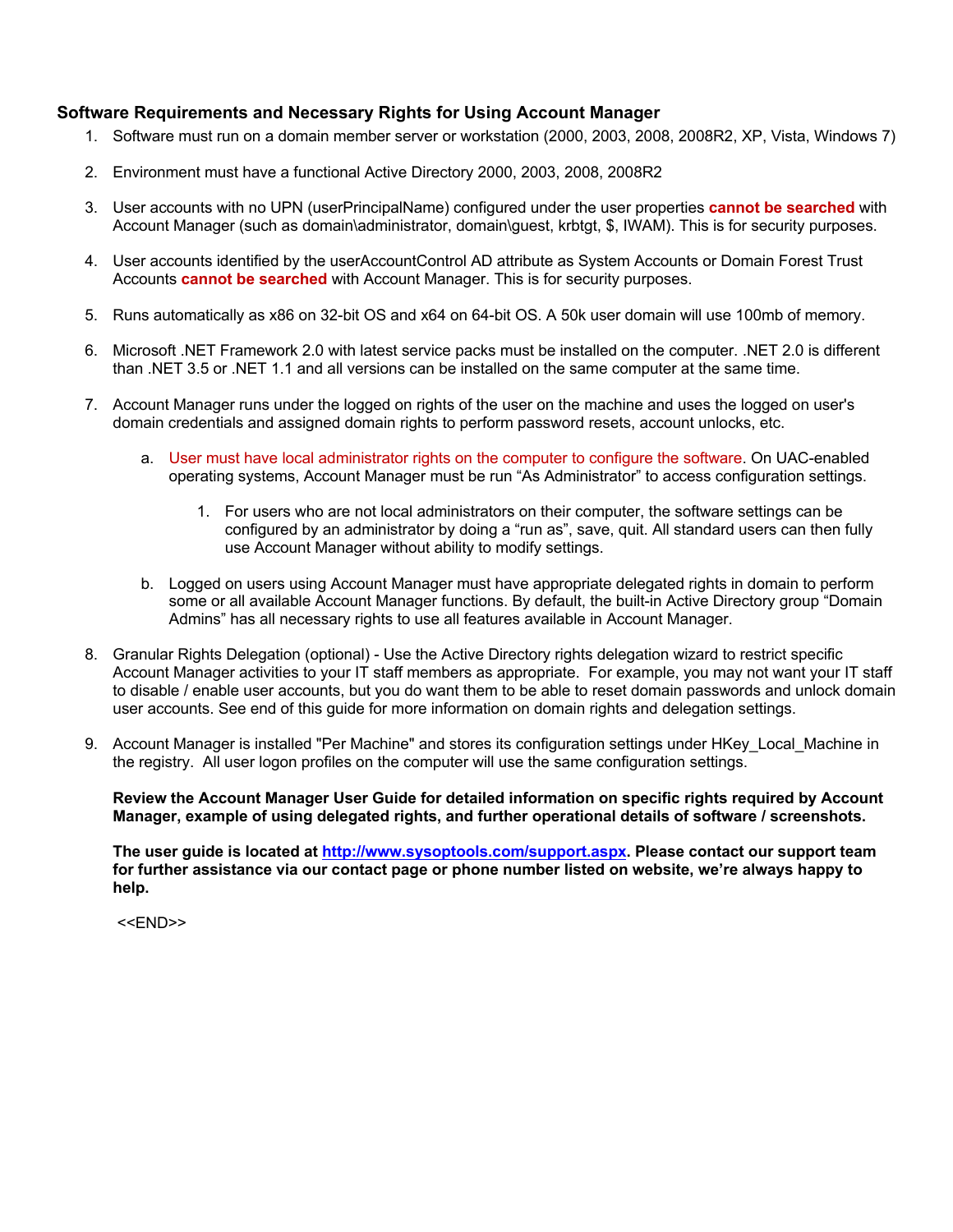### Software Requirements and Necessary Rights for Using Account Manager

1. Software must run on a domain member server or workstation (2000, 2003, 2008, 2008R2, XP, Vista, Windows 7)

2. Environment must have a functional Active Directory 2000, 2003, 2008, 2008R2

3. User accounts with no UPN (userPrincipalName) configured under the user properties **cannot be searched** with Account Manager (such as domain\administrator, domain\guest, krbtgt, $, IWAM). This is for security purposes.

4. User accounts identified by the userAccountControl AD attribute as System Accounts or Domain Forest Trust Accounts **cannot be searched** with Account Manager. This is for security purposes.

5. Runs automatically as x86 on 32-bit OS and x64 on 64-bit OS. A 50k user domain will use 100mb of memory.

6. Microsoft .NET Framework 2.0 with latest service packs must be installed on the computer. .NET 2.0 is different than .NET 3.5 or .NET 1.1 and all versions can be installed on the same computer at the same time.

7. Account Manager runs under the logged on rights of the user on the machine and uses the logged on user's domain credentials and assigned domain rights to perform password resets, account unlocks, etc.

   a. User must have local administrator rights on the computer to configure the software. On UAC-enabled operating systems, Account Manager must be run “As Administrator” to access configuration settings.

      1. For users who are not local administrators on their computer, the software settings can be configured by an administrator by doing a “run as”, save, quit. All standard users can then fully use Account Manager without ability to modify settings.

   b. Logged on users using Account Manager must have appropriate delegated rights in domain to perform some or all available Account Manager functions. By default, the built-in Active Directory group “Domain Admins” has all necessary rights to use all features available in Account Manager.

8. Granular Rights Delegation (optional) - Use the Active Directory rights delegation wizard to restrict specific Account Manager activities to your IT staff members as appropriate. For example, you may not want your IT staff to disable / enable user accounts, but you do want them to be able to reset domain passwords and unlock domain user accounts. See end of this guide for more information on domain rights and delegation settings.

9. Account Manager is installed "Per Machine" and stores its configuration settings under HKey_Local_Machine in the registry. All user logon profiles on the computer will use the same configuration settings.

   **Review the Account Manager User Guide for detailed information on specific rights required by Account Manager, example of using delegated rights, and further operational details of software / screenshots.**

   **The user guide is located at [http://www.sysoptools.com/support.aspx](http://www.sysoptools.com/support.aspx). Please contact our support team for further assistance via our contact page or phone number listed on website, we’re always happy to help.**

   <<END>>